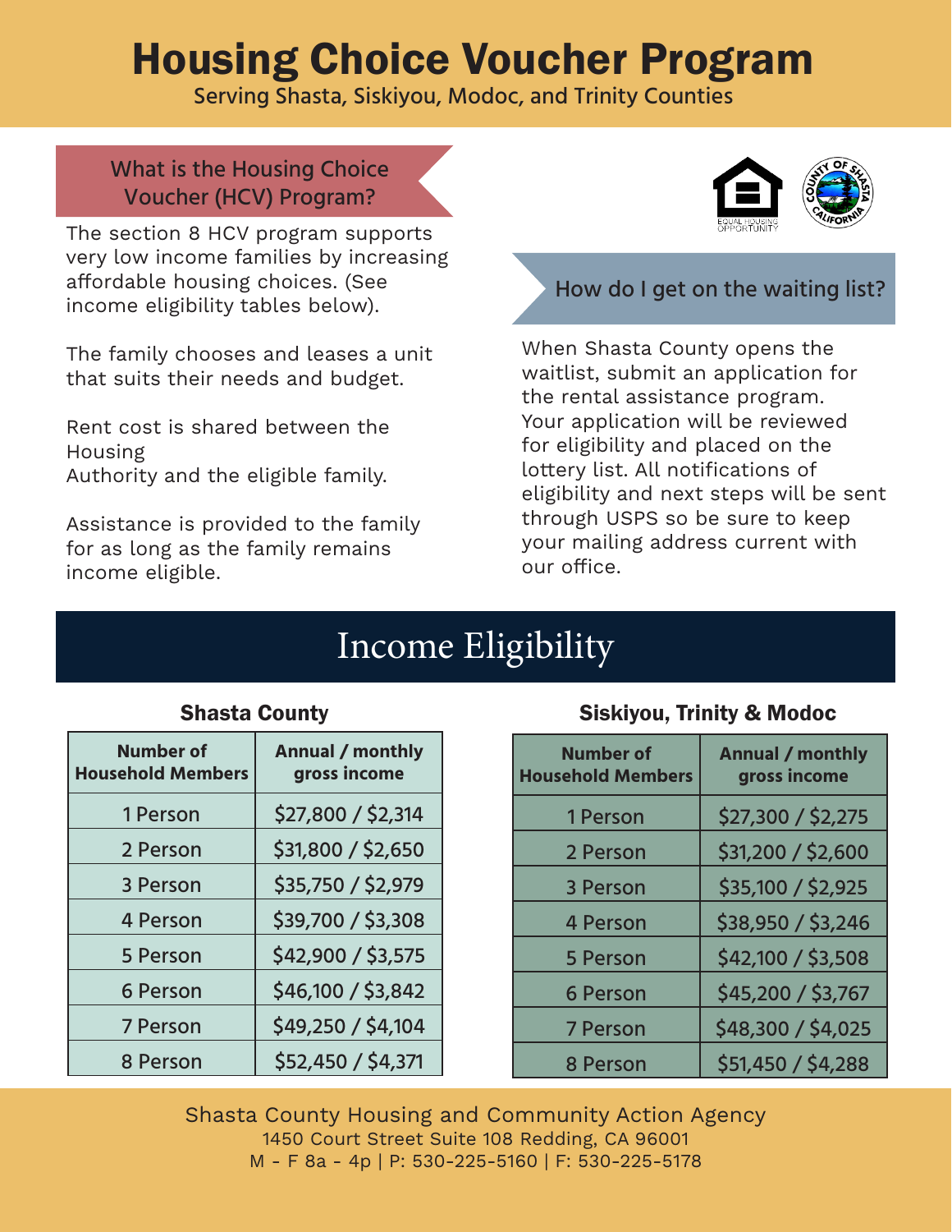# Housing Choice Voucher Program

Serving Shasta, Siskiyou, Modoc, and Trinity Counties

## What is the Housing Choice Voucher (HCV) Program?

The section 8 HCV program supports very low income families by increasing affordable housing choices. (See income eligibility tables below).

The family chooses and leases a unit that suits their needs and budget.

Rent cost is shared between the Housing Authority and the eligible family.

Assistance is provided to the family for as long as the family remains income eligible.

## How do I get on the waiting list?

When Shasta County opens the waitlist, submit an application for the rental assistance program. Your application will be reviewed for eligibility and placed on the lottery list. All notifications of eligibility and next steps will be sent through USPS so be sure to keep your mailing address current with our office.

## Income Eligibility

### Shasta County

| Number of Household Members | Annual / monthly gross income |
|---|---|
| 1 Person | $27,800 / $2,314 |
| 2 Person | $31,800 / $2,650 |
| 3 Person | $35,750 / $2,979 |
| 4 Person | $39,700 / $3,308 |
| 5 Person | $42,900 / $3,575 |
| 6 Person | $46,100 / $3,842 |
| 7 Person | $49,250 / $4,104 |
| 8 Person | $52,450 / $4,371 |

### Siskiyou, Trinity & Modoc

| Number of Household Members | Annual / monthly gross income |
|---|---|
| 1 Person | $27,300 / $2,275 |
| 2 Person | $31,200 / $2,600 |
| 3 Person | $35,100 / $2,925 |
| 4 Person | $38,950 / $3,246 |
| 5 Person | $42,100 / $3,508 |
| 6 Person | $45,200 / $3,767 |
| 7 Person | $48,300 / $4,025 |
| 8 Person | $51,450 / $4,288 |

Shasta County Housing and Community Action Agency
1450 Court Street Suite 108 Redding, CA 96001
M - F 8a - 4p | P: 530-225-5160 | F: 530-225-5178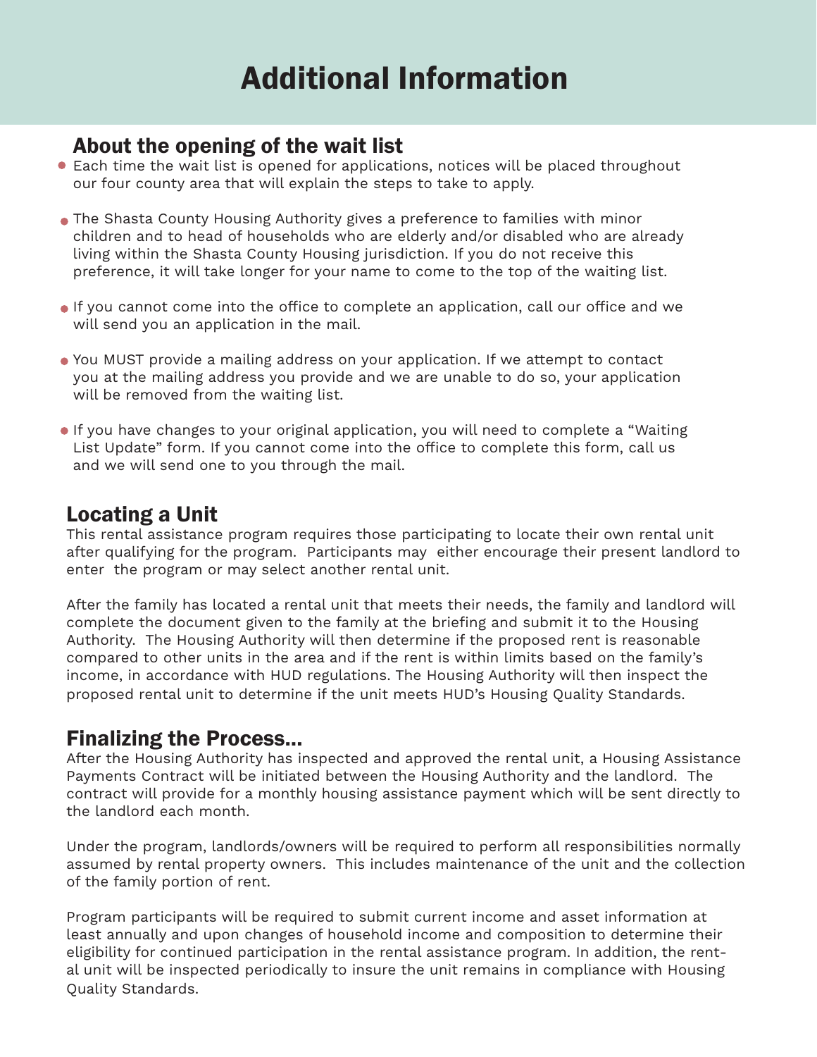# Additional Information

## About the opening of the wait list

- Each time the wait list is opened for applications, notices will be placed throughout our four county area that will explain the steps to take to apply.
- The Shasta County Housing Authority gives a preference to families with minor children and to head of households who are elderly and/or disabled who are already living within the Shasta County Housing jurisdiction. If you do not receive this preference, it will take longer for your name to come to the top of the waiting list.
- If you cannot come into the office to complete an application, call our office and we will send you an application in the mail.
- You MUST provide a mailing address on your application. If we attempt to contact you at the mailing address you provide and we are unable to do so, your application will be removed from the waiting list.
- If you have changes to your original application, you will need to complete a "Waiting List Update" form. If you cannot come into the office to complete this form, call us and we will send one to you through the mail.

## Locating a Unit

This rental assistance program requires those participating to locate their own rental unit after qualifying for the program. Participants may either encourage their present landlord to enter the program or may select another rental unit.

After the family has located a rental unit that meets their needs, the family and landlord will complete the document given to the family at the briefing and submit it to the Housing Authority. The Housing Authority will then determine if the proposed rent is reasonable compared to other units in the area and if the rent is within limits based on the family's income, in accordance with HUD regulations. The Housing Authority will then inspect the proposed rental unit to determine if the unit meets HUD's Housing Quality Standards.

## Finalizing the Process...

After the Housing Authority has inspected and approved the rental unit, a Housing Assistance Payments Contract will be initiated between the Housing Authority and the landlord. The contract will provide for a monthly housing assistance payment which will be sent directly to the landlord each month.

Under the program, landlords/owners will be required to perform all responsibilities normally assumed by rental property owners. This includes maintenance of the unit and the collection of the family portion of rent.

Program participants will be required to submit current income and asset information at least annually and upon changes of household income and composition to determine their eligibility for continued participation in the rental assistance program. In addition, the rental unit will be inspected periodically to insure the unit remains in compliance with Housing Quality Standards.